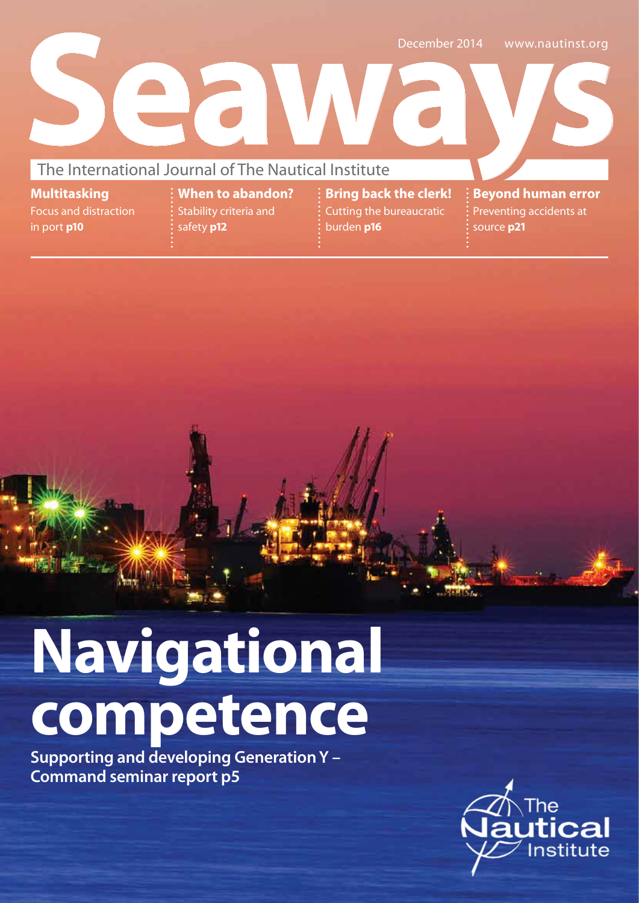December 2014 www.nautinst.org

# Seaways

The International Journal of The Nautical Institute

**Multitasking**
Focus and distraction in port **p10**

**When to abandon?**
Stability criteria and safety **p12**

**Bring back the clerk!**
Cutting the bureaucratic burden **p16**

**Beyond human error**
Preventing accidents at source **p21**

# Navigational competence

**Supporting and developing Generation Y – Command seminar report p5**

The Nautical Institute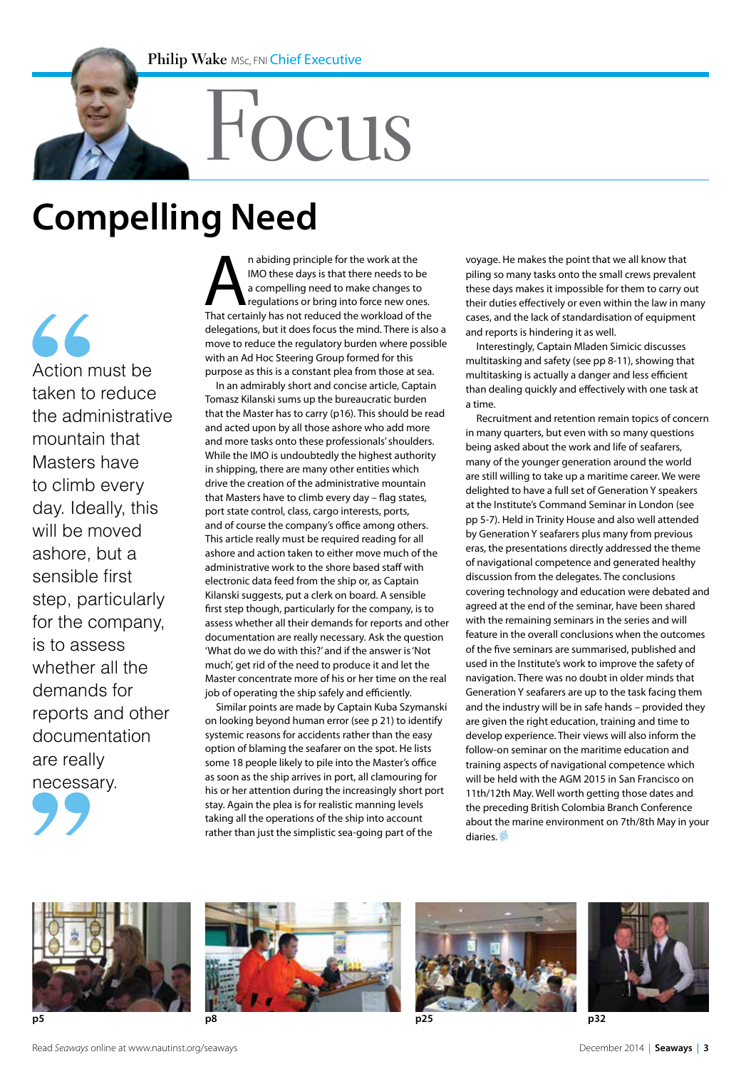Philip Wake MSc, FNI Chief Executive

# Focus

## Compelling Need

> Action must be taken to reduce the administrative mountain that Masters have to climb every day. Ideally, this will be moved ashore, but a sensible first step, particularly for the company, is to assess whether all the demands for reports and other documentation are really necessary.

An abiding principle for the work at the IMO these days is that there needs to be a compelling need to make changes to regulations or bring into force new ones. That certainly has not reduced the workload of the delegations, but it does focus the mind. There is also a move to reduce the regulatory burden where possible with an Ad Hoc Steering Group formed for this purpose as this is a constant plea from those at sea.

In an admirably short and concise article, Captain Tomasz Kilanski sums up the bureaucratic burden that the Master has to carry (p16). This should be read and acted upon by all those ashore who add more and more tasks onto these professionals' shoulders. While the IMO is undoubtedly the highest authority in shipping, there are many other entities which drive the creation of the administrative mountain that Masters have to climb every day – flag states, port state control, class, cargo interests, ports, and of course the company's office among others. This article really must be required reading for all ashore and action taken to either move much of the administrative work to the shore based staff with electronic data feed from the ship or, as Captain Kilanski suggests, put a clerk on board. A sensible first step though, particularly for the company, is to assess whether all their demands for reports and other documentation are really necessary. Ask the question 'What do we do with this?' and if the answer is 'Not much', get rid of the need to produce it and let the Master concentrate more of his or her time on the real job of operating the ship safely and efficiently.

Similar points are made by Captain Kuba Szymanski on looking beyond human error (see p 21) to identify systemic reasons for accidents rather than the easy option of blaming the seafarer on the spot. He lists some 18 people likely to pile into the Master's office as soon as the ship arrives in port, all clamouring for his or her attention during the increasingly short port stay. Again the plea is for realistic manning levels taking all the operations of the ship into account rather than just the simplistic sea-going part of the voyage. He makes the point that we all know that piling so many tasks onto the small crews prevalent these days makes it impossible for them to carry out their duties effectively or even within the law in many cases, and the lack of standardisation of equipment and reports is hindering it as well.

Interestingly, Captain Mladen Simicic discusses multitasking and safety (see pp 8-11), showing that multitasking is actually a danger and less efficient than dealing quickly and effectively with one task at a time.

Recruitment and retention remain topics of concern in many quarters, but even with so many questions being asked about the work and life of seafarers, many of the younger generation around the world are still willing to take up a maritime career. We were delighted to have a full set of Generation Y speakers at the Institute's Command Seminar in London (see pp 5-7). Held in Trinity House and also well attended by Generation Y seafarers plus many from previous eras, the presentations directly addressed the theme of navigational competence and generated healthy discussion from the delegates. The conclusions covering technology and education were debated and agreed at the end of the seminar, have been shared with the remaining seminars in the series and will feature in the overall conclusions when the outcomes of the five seminars are summarised, published and used in the Institute's work to improve the safety of navigation. There was no doubt in older minds that Generation Y seafarers are up to the task facing them and the industry will be in safe hands – provided they are given the right education, training and time to develop experience. Their views will also inform the follow-on seminar on the maritime education and training aspects of navigational competence which will be held with the AGM 2015 in San Francisco on 11th/12th May. Well worth getting those dates and the preceding British Colombia Branch Conference about the marine environment on 7th/8th May in your diaries.

p5

p8

p25

p32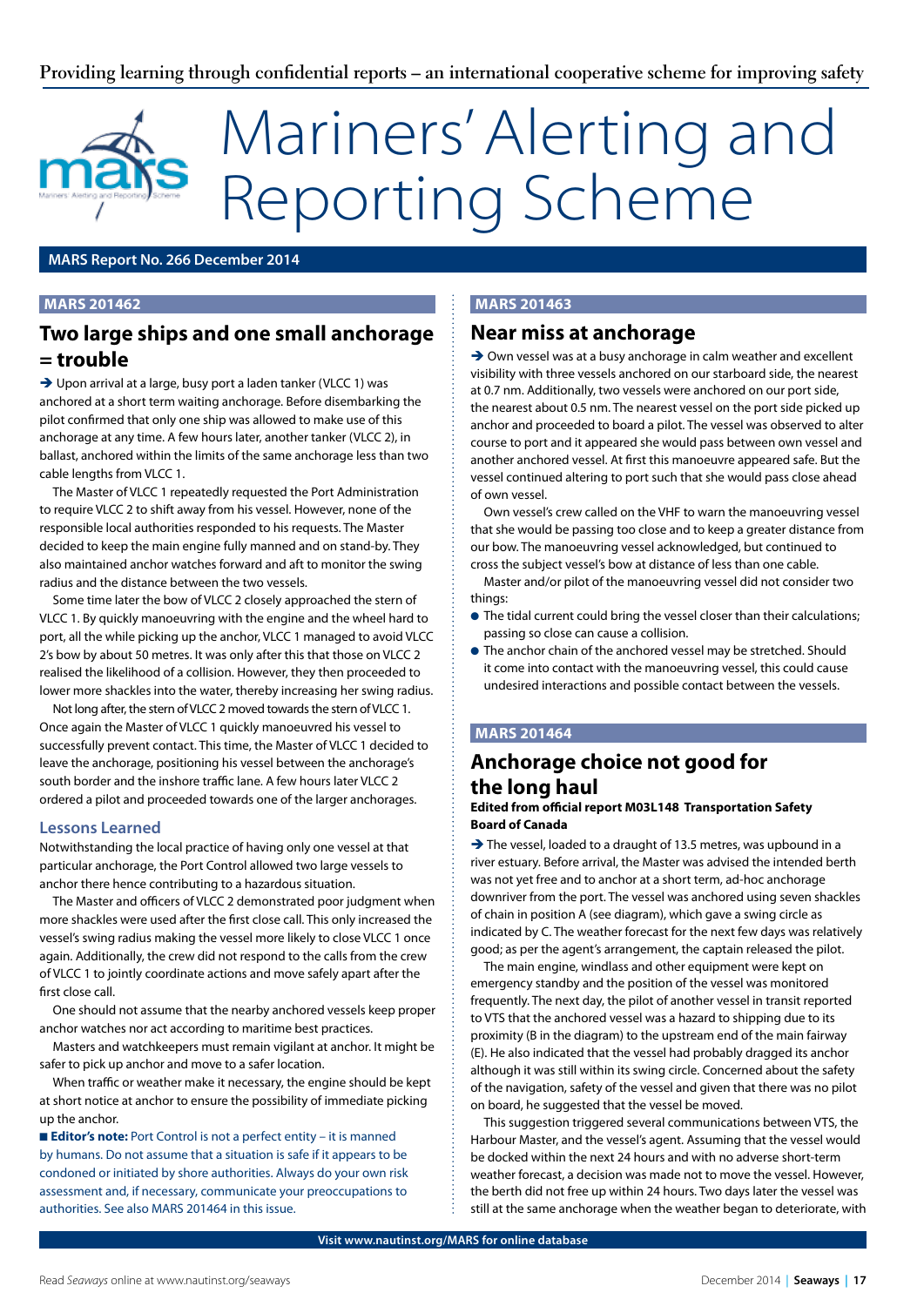Providing learning through confidential reports – an international cooperative scheme for improving safety

# Mariners' Alerting and Reporting Scheme

**MARS Report No. 266 December 2014**

**MARS 201462**

## Two large ships and one small anchorage = trouble

→ Upon arrival at a large, busy port a laden tanker (VLCC 1) was anchored at a short term waiting anchorage. Before disembarking the pilot confirmed that only one ship was allowed to make use of this anchorage at any time. A few hours later, another tanker (VLCC 2), in ballast, anchored within the limits of the same anchorage less than two cable lengths from VLCC 1.

The Master of VLCC 1 repeatedly requested the Port Administration to require VLCC 2 to shift away from his vessel. However, none of the responsible local authorities responded to his requests. The Master decided to keep the main engine fully manned and on stand-by. They also maintained anchor watches forward and aft to monitor the swing radius and the distance between the two vessels.

Some time later the bow of VLCC 2 closely approached the stern of VLCC 1. By quickly manoeuvring with the engine and the wheel hard to port, all the while picking up the anchor, VLCC 1 managed to avoid VLCC 2's bow by about 50 metres. It was only after this that those on VLCC 2 realised the likelihood of a collision. However, they then proceeded to lower more shackles into the water, thereby increasing her swing radius.

Not long after, the stern of VLCC 2 moved towards the stern of VLCC 1. Once again the Master of VLCC 1 quickly manoeuvred his vessel to successfully prevent contact. This time, the Master of VLCC 1 decided to leave the anchorage, positioning his vessel between the anchorage's south border and the inshore traffic lane. A few hours later VLCC 2 ordered a pilot and proceeded towards one of the larger anchorages.

### Lessons Learned

Notwithstanding the local practice of having only one vessel at that particular anchorage, the Port Control allowed two large vessels to anchor there hence contributing to a hazardous situation.

The Master and officers of VLCC 2 demonstrated poor judgment when more shackles were used after the first close call. This only increased the vessel's swing radius making the vessel more likely to close VLCC 1 once again. Additionally, the crew did not respond to the calls from the crew of VLCC 1 to jointly coordinate actions and move safely apart after the first close call.

One should not assume that the nearby anchored vessels keep proper anchor watches nor act according to maritime best practices.

Masters and watchkeepers must remain vigilant at anchor. It might be safer to pick up anchor and move to a safer location.

When traffic or weather make it necessary, the engine should be kept at short notice at anchor to ensure the possibility of immediate picking up the anchor.

■ **Editor's note:** Port Control is not a perfect entity – it is manned by humans. Do not assume that a situation is safe if it appears to be condoned or initiated by shore authorities. Always do your own risk assessment and, if necessary, communicate your preoccupations to authorities. See also MARS 201464 in this issue.

**MARS 201463**

## Near miss at anchorage

→ Own vessel was at a busy anchorage in calm weather and excellent visibility with three vessels anchored on our starboard side, the nearest at 0.7 nm. Additionally, two vessels were anchored on our port side, the nearest about 0.5 nm. The nearest vessel on the port side picked up anchor and proceeded to board a pilot. The vessel was observed to alter course to port and it appeared she would pass between own vessel and another anchored vessel. At first this manoeuvre appeared safe. But the vessel continued altering to port such that she would pass close ahead of own vessel.

Own vessel's crew called on the VHF to warn the manoeuvring vessel that she would be passing too close and to keep a greater distance from our bow. The manoeuvring vessel acknowledged, but continued to cross the subject vessel's bow at distance of less than one cable.

Master and/or pilot of the manoeuvring vessel did not consider two things:

- The tidal current could bring the vessel closer than their calculations; passing so close can cause a collision.
- The anchor chain of the anchored vessel may be stretched. Should it come into contact with the manoeuvring vessel, this could cause undesired interactions and possible contact between the vessels.

**MARS 201464**

## Anchorage choice not good for the long haul

**Edited from official report M03L148 Transportation Safety Board of Canada**

→ The vessel, loaded to a draught of 13.5 metres, was upbound in a river estuary. Before arrival, the Master was advised the intended berth was not yet free and to anchor at a short term, ad-hoc anchorage downriver from the port. The vessel was anchored using seven shackles of chain in position A (see diagram), which gave a swing circle as indicated by C. The weather forecast for the next few days was relatively good; as per the agent's arrangement, the captain released the pilot.

The main engine, windlass and other equipment were kept on emergency standby and the position of the vessel was monitored frequently. The next day, the pilot of another vessel in transit reported to VTS that the anchored vessel was a hazard to shipping due to its proximity (B in the diagram) to the upstream end of the main fairway (E). He also indicated that the vessel had probably dragged its anchor although it was still within its swing circle. Concerned about the safety of the navigation, safety of the vessel and given that there was no pilot on board, he suggested that the vessel be moved.

This suggestion triggered several communications between VTS, the Harbour Master, and the vessel's agent. Assuming that the vessel would be docked within the next 24 hours and with no adverse short-term weather forecast, a decision was made not to move the vessel. However, the berth did not free up within 24 hours. Two days later the vessel was still at the same anchorage when the weather began to deteriorate, with

**Visit www.nautinst.org/MARS for online database**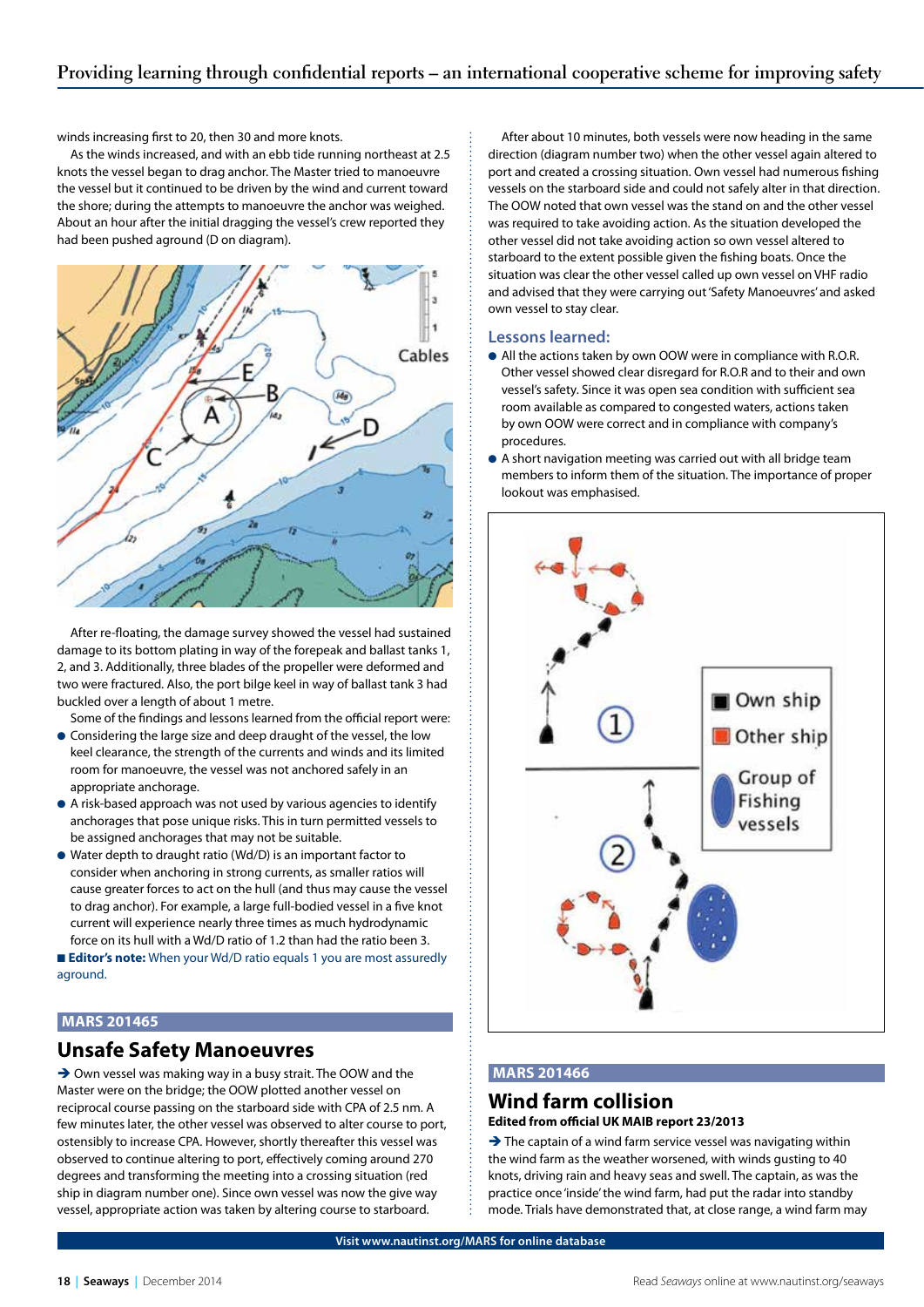winds increasing first to 20, then 30 and more knots.

As the winds increased, and with an ebb tide running northeast at 2.5 knots the vessel began to drag anchor. The Master tried to manoeuvre the vessel but it continued to be driven by the wind and current toward the shore; during the attempts to manoeuvre the anchor was weighed. About an hour after the initial dragging the vessel's crew reported they had been pushed aground (D on diagram).

After re-floating, the damage survey showed the vessel had sustained damage to its bottom plating in way of the forepeak and ballast tanks 1, 2, and 3. Additionally, three blades of the propeller were deformed and two were fractured. Also, the port bilge keel in way of ballast tank 3 had buckled over a length of about 1 metre.

Some of the findings and lessons learned from the official report were:

- Considering the large size and deep draught of the vessel, the low keel clearance, the strength of the currents and winds and its limited room for manoeuvre, the vessel was not anchored safely in an appropriate anchorage.
- A risk-based approach was not used by various agencies to identify anchorages that pose unique risks. This in turn permitted vessels to be assigned anchorages that may not be suitable.
- Water depth to draught ratio (Wd/D) is an important factor to consider when anchoring in strong currents, as smaller ratios will cause greater forces to act on the hull (and thus may cause the vessel to drag anchor). For example, a large full-bodied vessel in a five knot current will experience nearly three times as much hydrodynamic force on its hull with a Wd/D ratio of 1.2 than had the ratio been 3.

■ **Editor's note:** When your Wd/D ratio equals 1 you are most assuredly aground.

## MARS 201465

## Unsafe Safety Manoeuvres

→ Own vessel was making way in a busy strait. The OOW and the Master were on the bridge; the OOW plotted another vessel on reciprocal course passing on the starboard side with CPA of 2.5 nm. A few minutes later, the other vessel was observed to alter course to port, ostensibly to increase CPA. However, shortly thereafter this vessel was observed to continue altering to port, effectively coming around 270 degrees and transforming the meeting into a crossing situation (red ship in diagram number one). Since own vessel was now the give way vessel, appropriate action was taken by altering course to starboard.

After about 10 minutes, both vessels were now heading in the same direction (diagram number two) when the other vessel again altered to port and created a crossing situation. Own vessel had numerous fishing vessels on the starboard side and could not safely alter in that direction. The OOW noted that own vessel was the stand on and the other vessel was required to take avoiding action. As the situation developed the other vessel did not take avoiding action so own vessel altered to starboard to the extent possible given the fishing boats. Once the situation was clear the other vessel called up own vessel on VHF radio and advised that they were carrying out 'Safety Manoeuvres' and asked own vessel to stay clear.

### Lessons learned:

- All the actions taken by own OOW were in compliance with R.O.R. Other vessel showed clear disregard for R.O.R and to their and own vessel's safety. Since it was open sea condition with sufficient sea room available as compared to congested waters, actions taken by own OOW were correct and in compliance with company's procedures.
- A short navigation meeting was carried out with all bridge team members to inform them of the situation. The importance of proper lookout was emphasised.

## MARS 201466

## Wind farm collision

**Edited from official UK MAIB report 23/2013**

→ The captain of a wind farm service vessel was navigating within the wind farm as the weather worsened, with winds gusting to 40 knots, driving rain and heavy seas and swell. The captain, as was the practice once 'inside' the wind farm, had put the radar into standby mode. Trials have demonstrated that, at close range, a wind farm may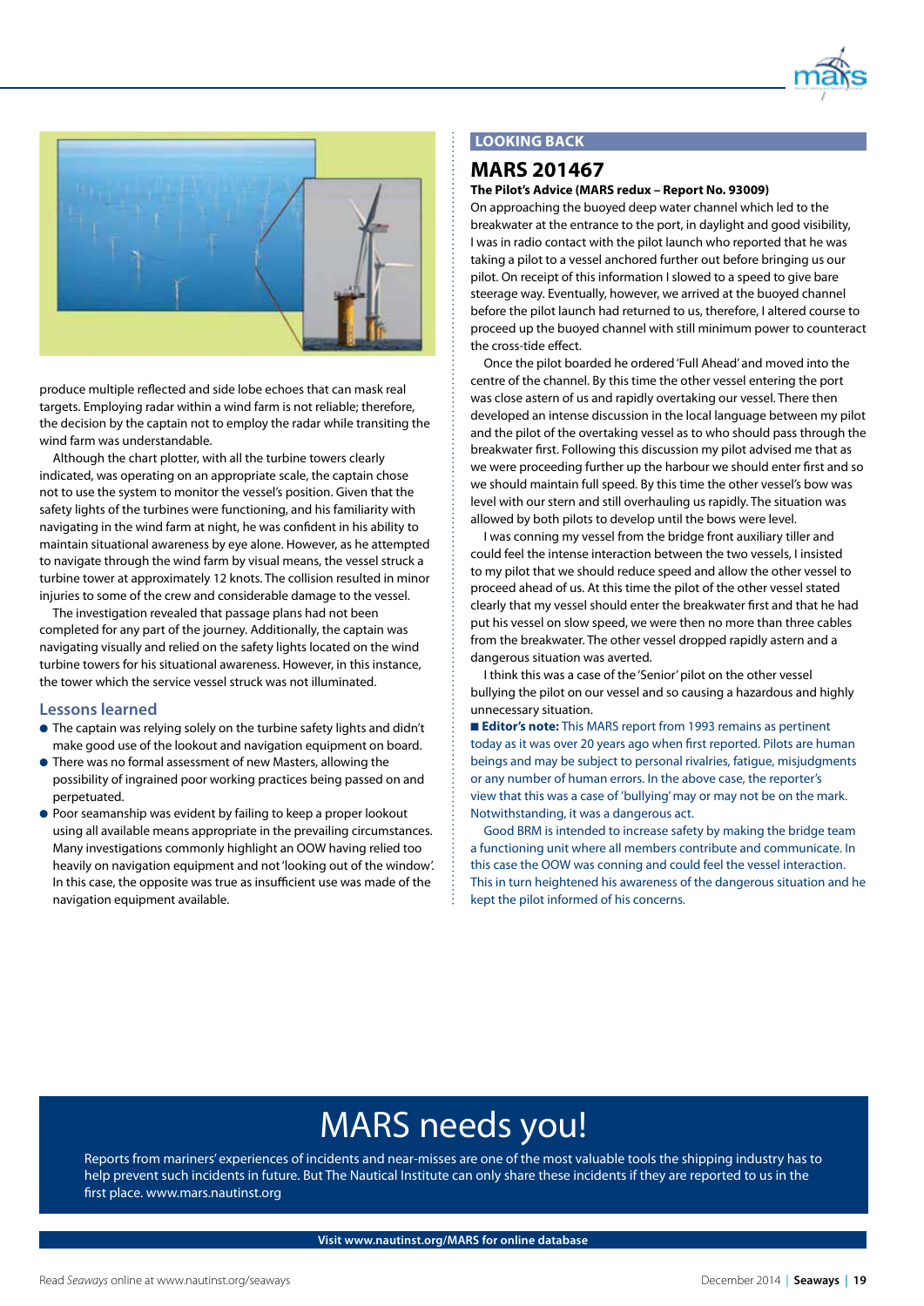produce multiple reflected and side lobe echoes that can mask real targets. Employing radar within a wind farm is not reliable; therefore, the decision by the captain not to employ the radar while transiting the wind farm was understandable.

Although the chart plotter, with all the turbine towers clearly indicated, was operating on an appropriate scale, the captain chose not to use the system to monitor the vessel's position. Given that the safety lights of the turbines were functioning, and his familiarity with navigating in the wind farm at night, he was confident in his ability to maintain situational awareness by eye alone. However, as he attempted to navigate through the wind farm by visual means, the vessel struck a turbine tower at approximately 12 knots. The collision resulted in minor injuries to some of the crew and considerable damage to the vessel.

The investigation revealed that passage plans had not been completed for any part of the journey. Additionally, the captain was navigating visually and relied on the safety lights located on the wind turbine towers for his situational awareness. However, in this instance, the tower which the service vessel struck was not illuminated.

### Lessons learned

- The captain was relying solely on the turbine safety lights and didn't make good use of the lookout and navigation equipment on board.
- There was no formal assessment of new Masters, allowing the possibility of ingrained poor working practices being passed on and perpetuated.
- Poor seamanship was evident by failing to keep a proper lookout using all available means appropriate in the prevailing circumstances. Many investigations commonly highlight an OOW having relied too heavily on navigation equipment and not 'looking out of the window'. In this case, the opposite was true as insufficient use was made of the navigation equipment available.

## LOOKING BACK

## MARS 201467

**The Pilot's Advice (MARS redux – Report No. 93009)**

On approaching the buoyed deep water channel which led to the breakwater at the entrance to the port, in daylight and good visibility, I was in radio contact with the pilot launch who reported that he was taking a pilot to a vessel anchored further out before bringing us our pilot. On receipt of this information I slowed to a speed to give bare steerage way. Eventually, however, we arrived at the buoyed channel before the pilot launch had returned to us, therefore, I altered course to proceed up the buoyed channel with still minimum power to counteract the cross-tide effect.

Once the pilot boarded he ordered 'Full Ahead' and moved into the centre of the channel. By this time the other vessel entering the port was close astern of us and rapidly overtaking our vessel. There then developed an intense discussion in the local language between my pilot and the pilot of the overtaking vessel as to who should pass through the breakwater first. Following this discussion my pilot advised me that as we were proceeding further up the harbour we should enter first and so we should maintain full speed. By this time the other vessel's bow was level with our stern and still overhauling us rapidly. The situation was allowed by both pilots to develop until the bows were level.

I was conning my vessel from the bridge front auxiliary tiller and could feel the intense interaction between the two vessels, I insisted to my pilot that we should reduce speed and allow the other vessel to proceed ahead of us. At this time the pilot of the other vessel stated clearly that my vessel should enter the breakwater first and that he had put his vessel on slow speed, we were then no more than three cables from the breakwater. The other vessel dropped rapidly astern and a dangerous situation was averted.

I think this was a case of the 'Senior' pilot on the other vessel bullying the pilot on our vessel and so causing a hazardous and highly unnecessary situation.

■ **Editor's note:** This MARS report from 1993 remains as pertinent today as it was over 20 years ago when first reported. Pilots are human beings and may be subject to personal rivalries, fatigue, misjudgments or any number of human errors. In the above case, the reporter's view that this was a case of 'bullying' may or may not be on the mark. Notwithstanding, it was a dangerous act.

Good BRM is intended to increase safety by making the bridge team a functioning unit where all members contribute and communicate. In this case the OOW was conning and could feel the vessel interaction. This in turn heightened his awareness of the dangerous situation and he kept the pilot informed of his concerns.

# MARS needs you!

Reports from mariners' experiences of incidents and near-misses are one of the most valuable tools the shipping industry has to help prevent such incidents in future. But The Nautical Institute can only share these incidents if they are reported to us in the first place. www.mars.nautinst.org

**Visit www.nautinst.org/MARS for online database**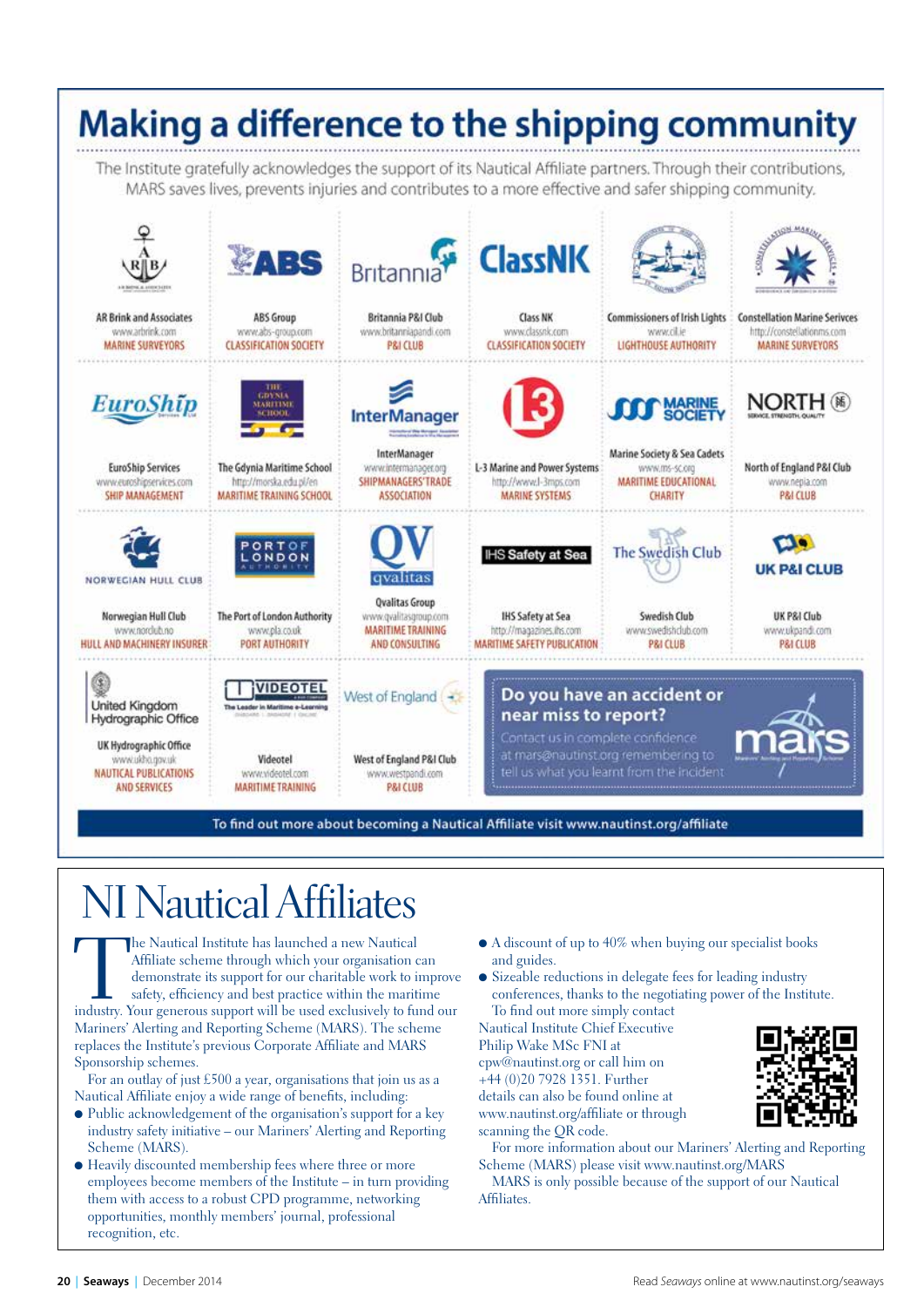# Making a difference to the shipping community

The Institute gratefully acknowledges the support of its Nautical Affiliate partners. Through their contributions, MARS saves lives, prevents injuries and contributes to a more effective and safer shipping community.

AR Brink and Associates
www.arbrink.com
MARINE SURVEYORS

ABS Group
www.abs-group.com
CLASSIFICATION SOCIETY

Britannia P&I Club
www.britanniapandi.com
P&I CLUB

Class NK
www.classnk.com
CLASSIFICATION SOCIETY

Commissioners of Irish Lights
www.cil.ie
LIGHTHOUSE AUTHORITY

Constellation Marine Serivces
http://constellationms.com
MARINE SURVEYORS

EuroShip Services
www.euroshipservices.com
SHIP MANAGEMENT

The Gdynia Maritime School
http://morska.edu.pl/en
MARITIME TRAINING SCHOOL

InterManager
www.intermanager.org
SHIPMANAGERS' TRADE ASSOCIATION

L-3 Marine and Power Systems
http://www.l-3mps.com
MARINE SYSTEMS

Marine Society & Sea Cadets
www.ms-sc.org
MARITIME EDUCATIONAL CHARITY

North of England P&I Club
www.nepia.com
P&I CLUB

Norwegian Hull Club
www.norclub.no
HULL AND MACHINERY INSURER

The Port of London Authority
www.pla.co.uk
PORT AUTHORITY

Qvalitas Group
www.qvalitasgroup.com
MARITIME TRAINING AND CONSULTING

IHS Safety at Sea
http://magazines.ihs.com
MARITIME SAFETY PUBLICATION

Swedish Club
www.swedishclub.com
P&I CLUB

UK P&I Club
www.ukpandi.com
P&I CLUB

UK Hydrographic Office
www.ukho.gov.uk
NAUTICAL PUBLICATIONS AND SERVICES

Videotel
www.videotel.com
MARITIME TRAINING

West of England P&I Club
www.westpandi.com
P&I CLUB

**Do you have an accident or near miss to report?**
Contact us in complete confidence at mars@nautinst.org remembering to tell us what you learnt from the incident

To find out more about becoming a Nautical Affiliate visit www.nautinst.org/affiliate

# NI Nautical Affiliates

The Nautical Institute has launched a new Nautical Affiliate scheme through which your organisation can demonstrate its support for our charitable work to improve safety, efficiency and best practice within the maritime industry. Your generous support will be used exclusively to fund our Mariners' Alerting and Reporting Scheme (MARS). The scheme replaces the Institute's previous Corporate Affiliate and MARS Sponsorship schemes.

For an outlay of just £500 a year, organisations that join us as a Nautical Affiliate enjoy a wide range of benefits, including:

- Public acknowledgement of the organisation's support for a key industry safety initiative – our Mariners' Alerting and Reporting Scheme (MARS).
- Heavily discounted membership fees where three or more employees become members of the Institute – in turn providing them with access to a robust CPD programme, networking opportunities, monthly members' journal, professional recognition, etc.
- A discount of up to 40% when buying our specialist books and guides.
- Sizeable reductions in delegate fees for leading industry conferences, thanks to the negotiating power of the Institute.

To find out more simply contact Nautical Institute Chief Executive Philip Wake MSc FNI at cpw@nautinst.org or call him on +44 (0)20 7928 1351. Further details can also be found online at www.nautinst.org/affiliate or through scanning the QR code.

For more information about our Mariners' Alerting and Reporting Scheme (MARS) please visit www.nautinst.org/MARS

MARS is only possible because of the support of our Nautical Affiliates.